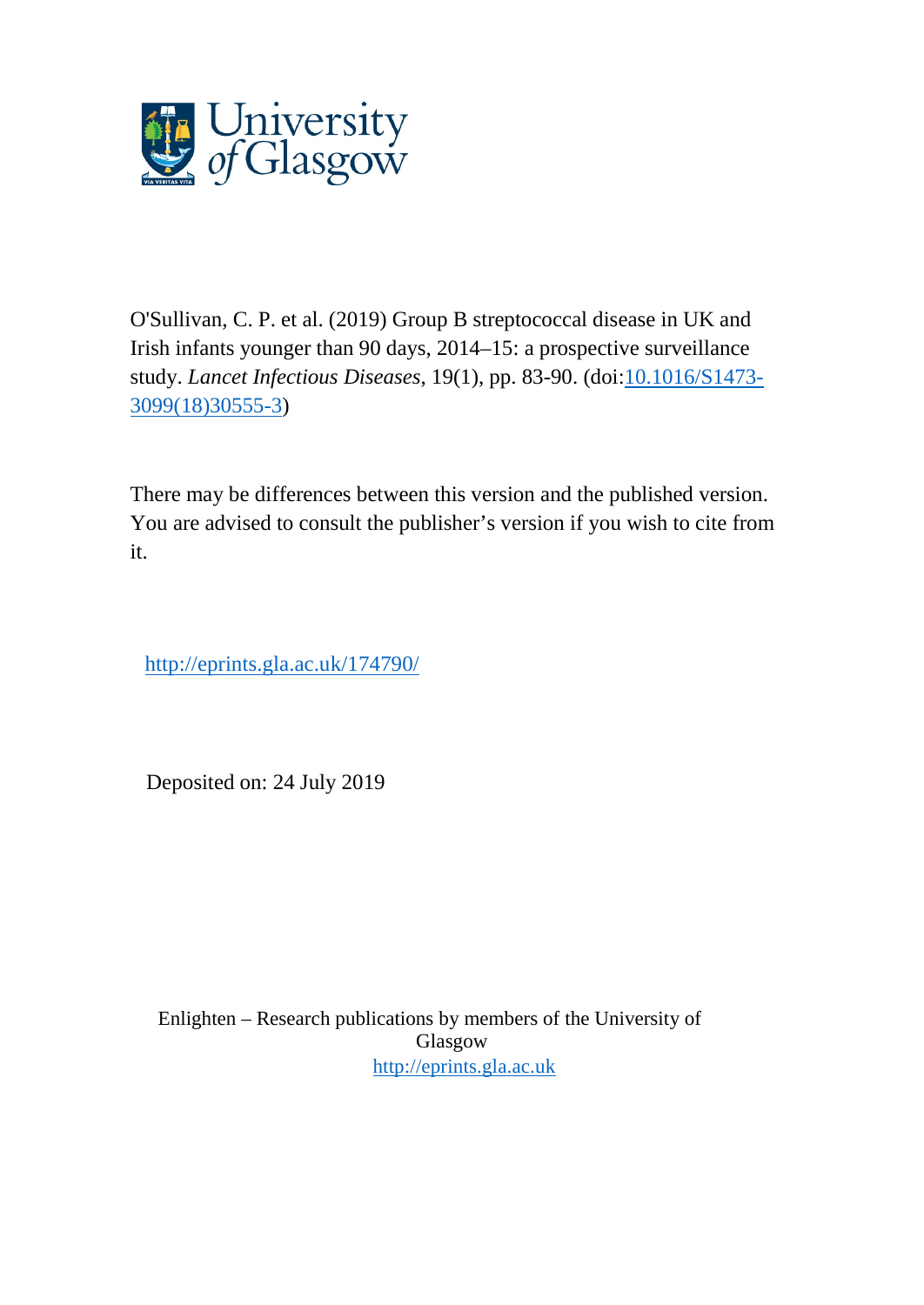O'Sullivan, C. P. et al. (2019) Group B streptococcal disease in UK and Irish infants younger than 90 days, 2014–15: a prospective surveillance study. *Lancet Infectious Diseases*, 19(1), pp. 83-90. (doi:[10.1016/S1473-3099(18)30555-3](http://dx.doi.org/10.1016/S1473-3099(18)30555-3))

There may be differences between this version and the published version. You are advised to consult the publisher's version if you wish to cite from it.

http://eprints.gla.ac.uk/174790/

Deposited on: 24 July 2019

Enlighten – Research publications by members of the University of Glasgow
http://eprints.gla.ac.uk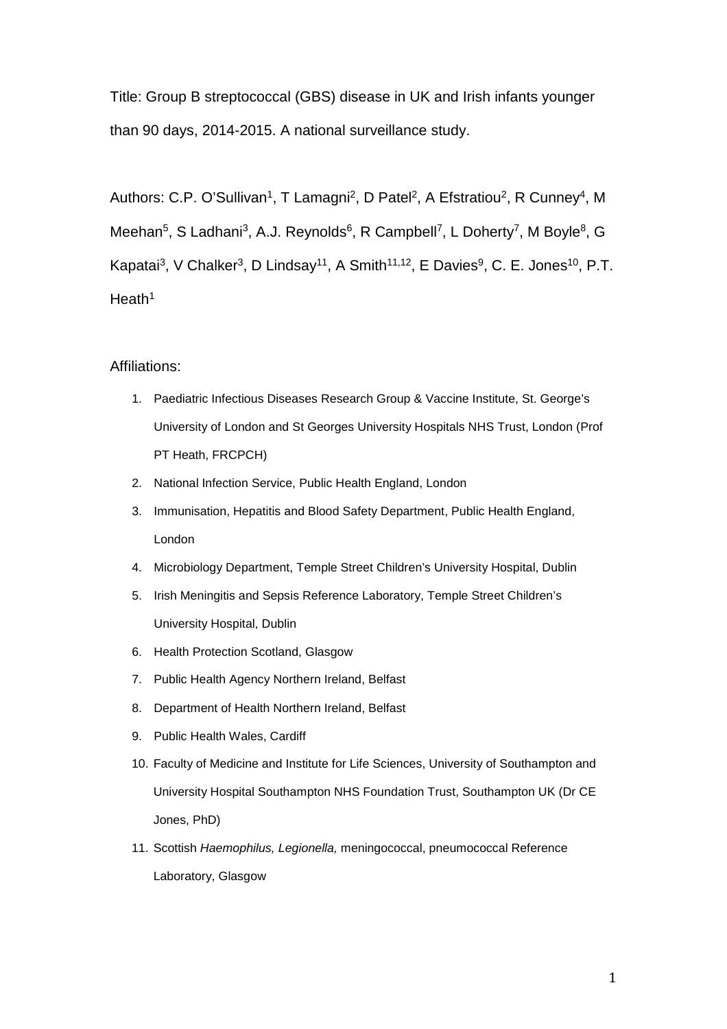Title: Group B streptococcal (GBS) disease in UK and Irish infants younger than 90 days, 2014-2015. A national surveillance study.

Authors: C.P. O'Sullivan[1], T Lamagni[2], D Patel[2], A Efstratiou[2], R Cunney[4], M Meehan[5], S Ladhani[3], A.J. Reynolds[6], R Campbell[7], L Doherty[7], M Boyle[8], G Kapatai[3], V Chalker[3], D Lindsay[11], A Smith[11,12], E Davies[9], C. E. Jones[10], P.T. Heath[1]

Affiliations:

1. Paediatric Infectious Diseases Research Group & Vaccine Institute, St. George's University of London and St Georges University Hospitals NHS Trust, London (Prof PT Heath, FRCPCH)
2. National Infection Service, Public Health England, London
3. Immunisation, Hepatitis and Blood Safety Department, Public Health England, London
4. Microbiology Department, Temple Street Children's University Hospital, Dublin
5. Irish Meningitis and Sepsis Reference Laboratory, Temple Street Children's University Hospital, Dublin
6. Health Protection Scotland, Glasgow
7. Public Health Agency Northern Ireland, Belfast
8. Department of Health Northern Ireland, Belfast
9. Public Health Wales, Cardiff
10. Faculty of Medicine and Institute for Life Sciences, University of Southampton and University Hospital Southampton NHS Foundation Trust, Southampton UK (Dr CE Jones, PhD)
11. Scottish *Haemophilus, Legionella,* meningococcal, pneumococcal Reference Laboratory, Glasgow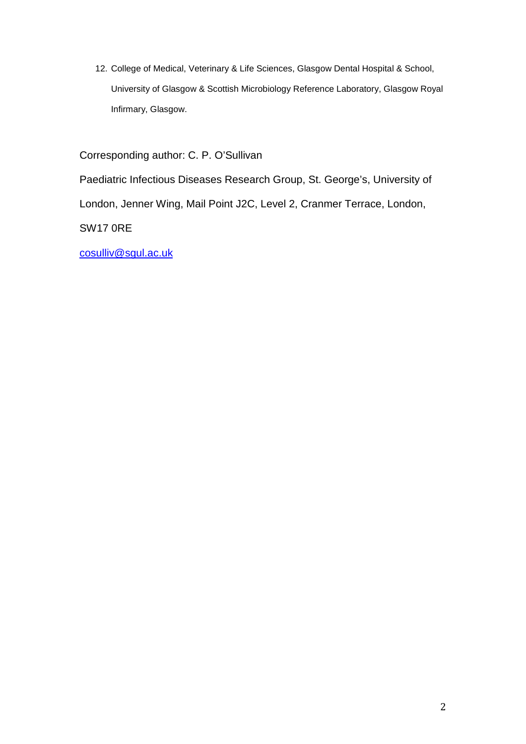12. College of Medical, Veterinary & Life Sciences, Glasgow Dental Hospital & School, University of Glasgow & Scottish Microbiology Reference Laboratory, Glasgow Royal Infirmary, Glasgow.

Corresponding author: C. P. O'Sullivan

Paediatric Infectious Diseases Research Group, St. George's, University of London, Jenner Wing, Mail Point J2C, Level 2, Cranmer Terrace, London, SW17 0RE

cosulliv@sgul.ac.uk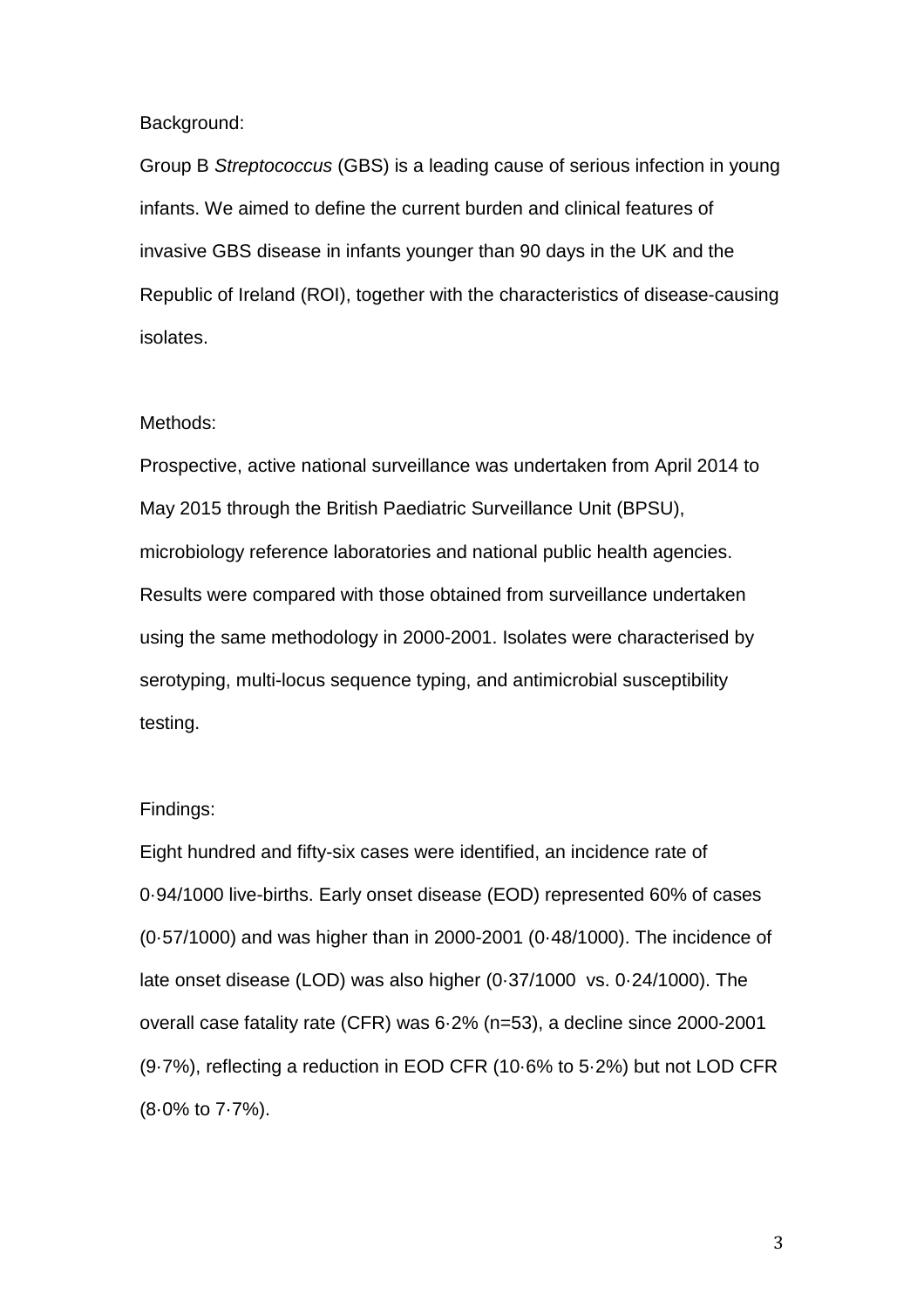Background:

Group B *Streptococcus* (GBS) is a leading cause of serious infection in young infants. We aimed to define the current burden and clinical features of invasive GBS disease in infants younger than 90 days in the UK and the Republic of Ireland (ROI), together with the characteristics of disease-causing isolates.

Methods:

Prospective, active national surveillance was undertaken from April 2014 to May 2015 through the British Paediatric Surveillance Unit (BPSU), microbiology reference laboratories and national public health agencies. Results were compared with those obtained from surveillance undertaken using the same methodology in 2000-2001. Isolates were characterised by serotyping, multi-locus sequence typing, and antimicrobial susceptibility testing.

Findings:

Eight hundred and fifty-six cases were identified, an incidence rate of 0·94/1000 live-births. Early onset disease (EOD) represented 60% of cases (0·57/1000) and was higher than in 2000-2001 (0·48/1000). The incidence of late onset disease (LOD) was also higher (0·37/1000 vs. 0·24/1000). The overall case fatality rate (CFR) was 6·2% (n=53), a decline since 2000-2001 (9·7%), reflecting a reduction in EOD CFR (10·6% to 5·2%) but not LOD CFR (8·0% to 7·7%).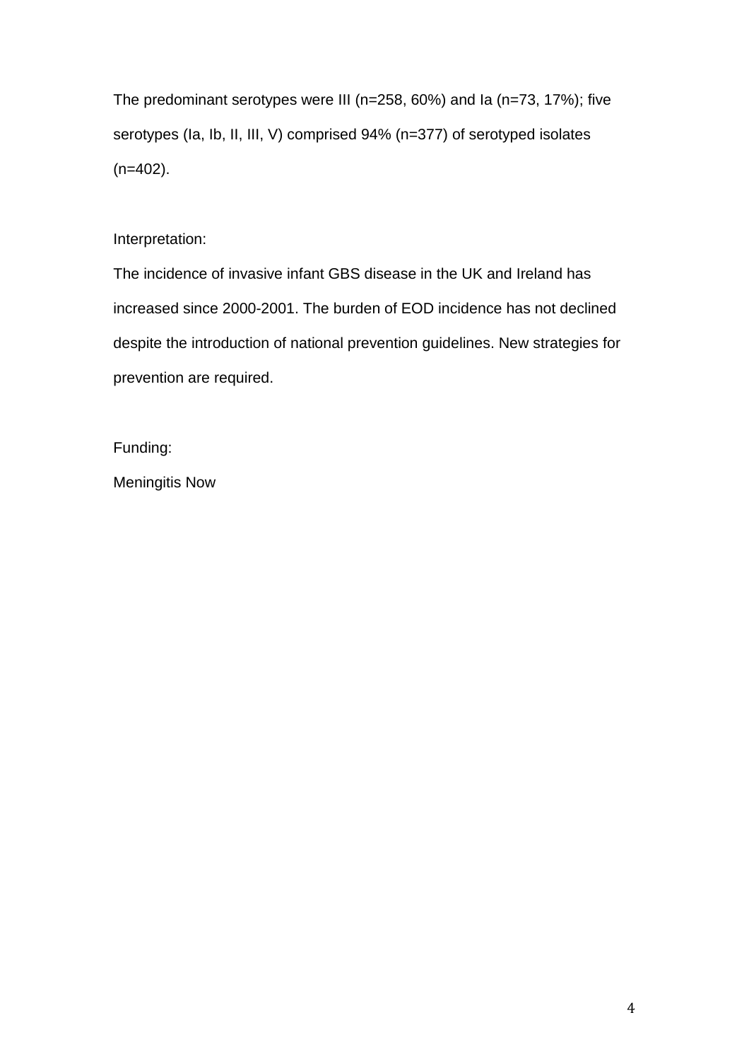The predominant serotypes were III (n=258, 60%) and Ia (n=73, 17%); five serotypes (Ia, Ib, II, III, V) comprised 94% (n=377) of serotyped isolates (n=402).

Interpretation:

The incidence of invasive infant GBS disease in the UK and Ireland has increased since 2000-2001. The burden of EOD incidence has not declined despite the introduction of national prevention guidelines. New strategies for prevention are required.

Funding:

Meningitis Now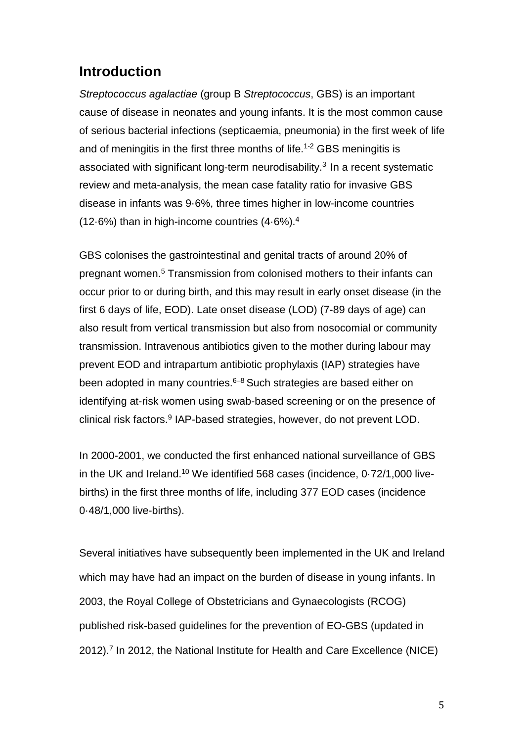## Introduction

*Streptococcus agalactiae* (group B *Streptococcus*, GBS) is an important cause of disease in neonates and young infants. It is the most common cause of serious bacterial infections (septicaemia, pneumonia) in the first week of life and of meningitis in the first three months of life.[1-2] GBS meningitis is associated with significant long-term neurodisability.[3] In a recent systematic review and meta-analysis, the mean case fatality ratio for invasive GBS disease in infants was 9·6%, three times higher in low-income countries (12·6%) than in high-income countries (4·6%).[4]

GBS colonises the gastrointestinal and genital tracts of around 20% of pregnant women.[5] Transmission from colonised mothers to their infants can occur prior to or during birth, and this may result in early onset disease (in the first 6 days of life, EOD). Late onset disease (LOD) (7-89 days of age) can also result from vertical transmission but also from nosocomial or community transmission. Intravenous antibiotics given to the mother during labour may prevent EOD and intrapartum antibiotic prophylaxis (IAP) strategies have been adopted in many countries.[6–8] Such strategies are based either on identifying at-risk women using swab-based screening or on the presence of clinical risk factors.[9] IAP-based strategies, however, do not prevent LOD.

In 2000-2001, we conducted the first enhanced national surveillance of GBS in the UK and Ireland.[10] We identified 568 cases (incidence, 0·72/1,000 live-births) in the first three months of life, including 377 EOD cases (incidence 0·48/1,000 live-births).

Several initiatives have subsequently been implemented in the UK and Ireland which may have had an impact on the burden of disease in young infants. In 2003, the Royal College of Obstetricians and Gynaecologists (RCOG) published risk-based guidelines for the prevention of EO-GBS (updated in 2012).[7] In 2012, the National Institute for Health and Care Excellence (NICE)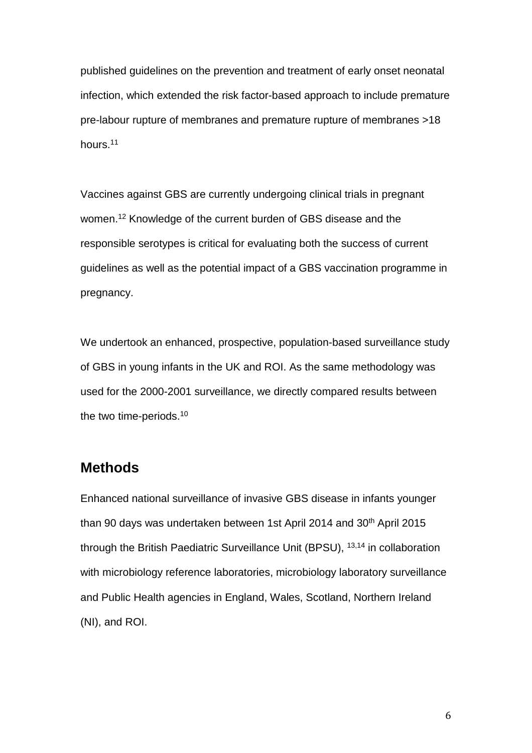published guidelines on the prevention and treatment of early onset neonatal infection, which extended the risk factor-based approach to include premature pre-labour rupture of membranes and premature rupture of membranes >18 hours.[11]

Vaccines against GBS are currently undergoing clinical trials in pregnant women.[12] Knowledge of the current burden of GBS disease and the responsible serotypes is critical for evaluating both the success of current guidelines as well as the potential impact of a GBS vaccination programme in pregnancy.

We undertook an enhanced, prospective, population-based surveillance study of GBS in young infants in the UK and ROI. As the same methodology was used for the 2000-2001 surveillance, we directly compared results between the two time-periods.[10]

## Methods

Enhanced national surveillance of invasive GBS disease in infants younger than 90 days was undertaken between 1st April 2014 and 30th April 2015 through the British Paediatric Surveillance Unit (BPSU), [13,14] in collaboration with microbiology reference laboratories, microbiology laboratory surveillance and Public Health agencies in England, Wales, Scotland, Northern Ireland (NI), and ROI.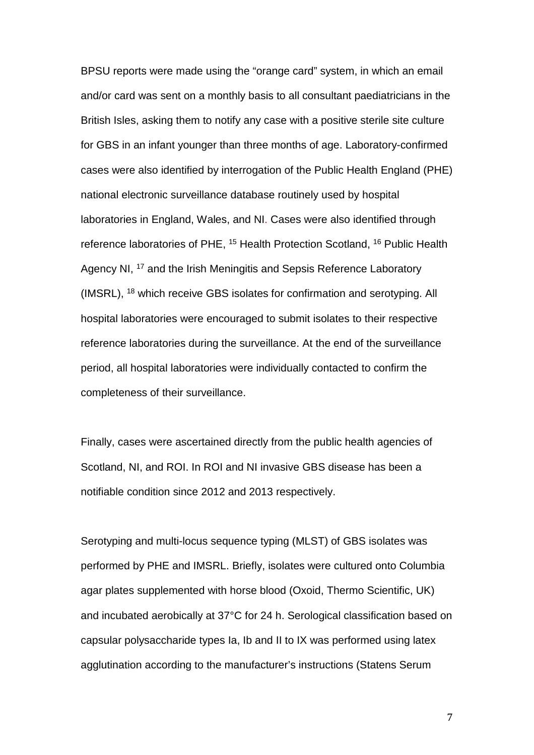BPSU reports were made using the "orange card" system, in which an email and/or card was sent on a monthly basis to all consultant paediatricians in the British Isles, asking them to notify any case with a positive sterile site culture for GBS in an infant younger than three months of age. Laboratory-confirmed cases were also identified by interrogation of the Public Health England (PHE) national electronic surveillance database routinely used by hospital laboratories in England, Wales, and NI. Cases were also identified through reference laboratories of PHE, [15] Health Protection Scotland, [16] Public Health Agency NI, [17] and the Irish Meningitis and Sepsis Reference Laboratory (IMSRL), [18] which receive GBS isolates for confirmation and serotyping. All hospital laboratories were encouraged to submit isolates to their respective reference laboratories during the surveillance. At the end of the surveillance period, all hospital laboratories were individually contacted to confirm the completeness of their surveillance.

Finally, cases were ascertained directly from the public health agencies of Scotland, NI, and ROI. In ROI and NI invasive GBS disease has been a notifiable condition since 2012 and 2013 respectively.

Serotyping and multi-locus sequence typing (MLST) of GBS isolates was performed by PHE and IMSRL. Briefly, isolates were cultured onto Columbia agar plates supplemented with horse blood (Oxoid, Thermo Scientific, UK) and incubated aerobically at 37°C for 24 h. Serological classification based on capsular polysaccharide types Ia, Ib and II to IX was performed using latex agglutination according to the manufacturer's instructions (Statens Serum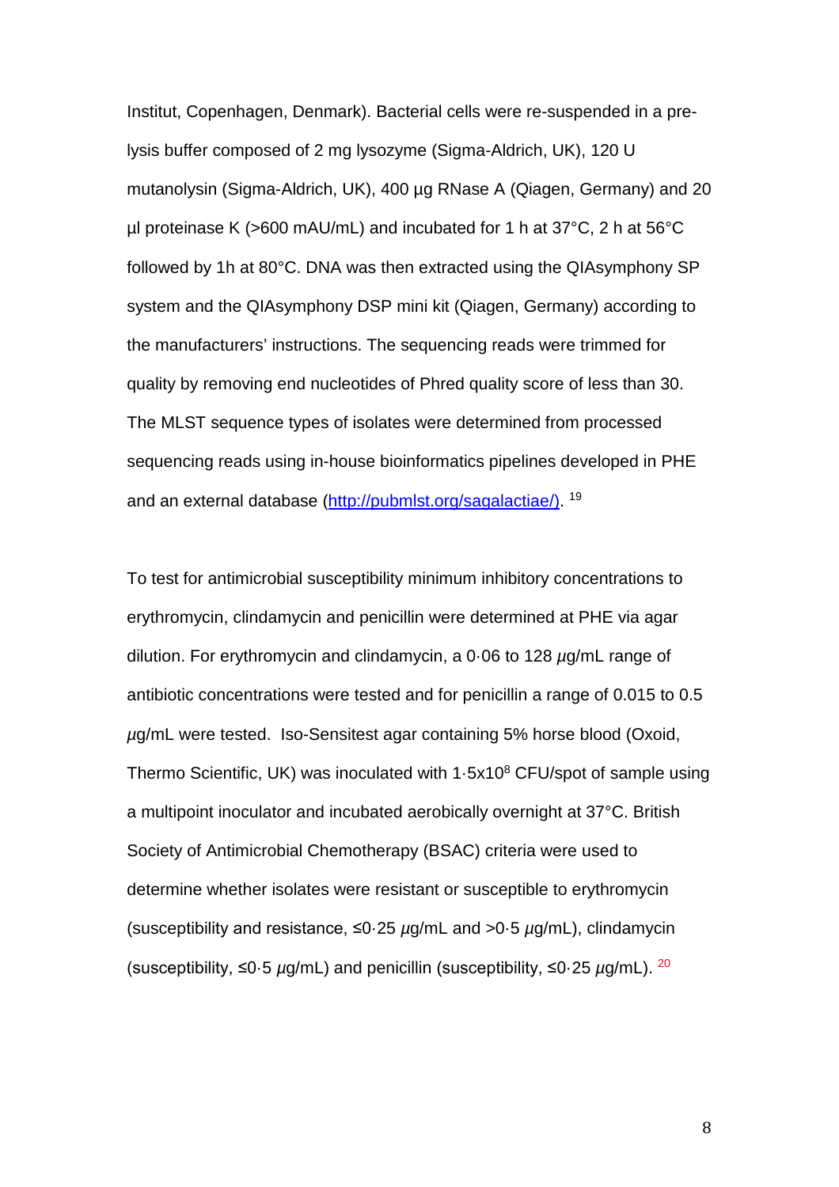Institut, Copenhagen, Denmark). Bacterial cells were re-suspended in a pre-lysis buffer composed of 2 mg lysozyme (Sigma-Aldrich, UK), 120 U mutanolysin (Sigma-Aldrich, UK), 400 µg RNase A (Qiagen, Germany) and 20 µl proteinase K (>600 mAU/mL) and incubated for 1 h at 37°C, 2 h at 56°C followed by 1h at 80°C. DNA was then extracted using the QIAsymphony SP system and the QIAsymphony DSP mini kit (Qiagen, Germany) according to the manufacturers' instructions. The sequencing reads were trimmed for quality by removing end nucleotides of Phred quality score of less than 30. The MLST sequence types of isolates were determined from processed sequencing reads using in-house bioinformatics pipelines developed in PHE and an external database (http://pubmlst.org/sagalactiae/). [19]

To test for antimicrobial susceptibility minimum inhibitory concentrations to erythromycin, clindamycin and penicillin were determined at PHE via agar dilution. For erythromycin and clindamycin, a 0·06 to 128 $\mu$g/mL range of antibiotic concentrations were tested and for penicillin a range of 0.015 to 0.5 $\mu$g/mL were tested. Iso-Sensitest agar containing 5% horse blood (Oxoid, Thermo Scientific, UK) was inoculated with $1{\cdot}5\times10^8$ CFU/spot of sample using a multipoint inoculator and incubated aerobically overnight at 37°C. British Society of Antimicrobial Chemotherapy (BSAC) criteria were used to determine whether isolates were resistant or susceptible to erythromycin (susceptibility and resistance, ≤0·25 $\mu$g/mL and >0·5 $\mu$g/mL), clindamycin (susceptibility, ≤0·5 $\mu$g/mL) and penicillin (susceptibility, ≤0·25 $\mu$g/mL). [20]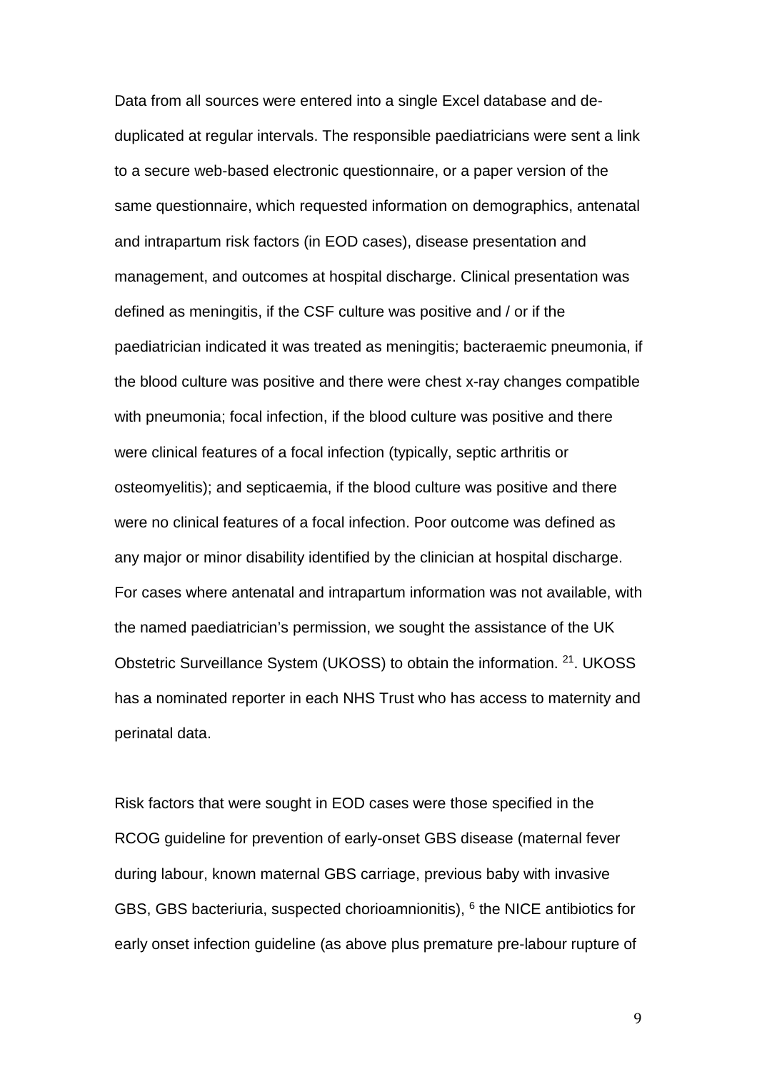Data from all sources were entered into a single Excel database and de-duplicated at regular intervals. The responsible paediatricians were sent a link to a secure web-based electronic questionnaire, or a paper version of the same questionnaire, which requested information on demographics, antenatal and intrapartum risk factors (in EOD cases), disease presentation and management, and outcomes at hospital discharge. Clinical presentation was defined as meningitis, if the CSF culture was positive and / or if the paediatrician indicated it was treated as meningitis; bacteraemic pneumonia, if the blood culture was positive and there were chest x-ray changes compatible with pneumonia; focal infection, if the blood culture was positive and there were clinical features of a focal infection (typically, septic arthritis or osteomyelitis); and septicaemia, if the blood culture was positive and there were no clinical features of a focal infection. Poor outcome was defined as any major or minor disability identified by the clinician at hospital discharge. For cases where antenatal and intrapartum information was not available, with the named paediatrician's permission, we sought the assistance of the UK Obstetric Surveillance System (UKOSS) to obtain the information. [21]. UKOSS has a nominated reporter in each NHS Trust who has access to maternity and perinatal data.

Risk factors that were sought in EOD cases were those specified in the RCOG guideline for prevention of early-onset GBS disease (maternal fever during labour, known maternal GBS carriage, previous baby with invasive GBS, GBS bacteriuria, suspected chorioamnionitis), [6] the NICE antibiotics for early onset infection guideline (as above plus premature pre-labour rupture of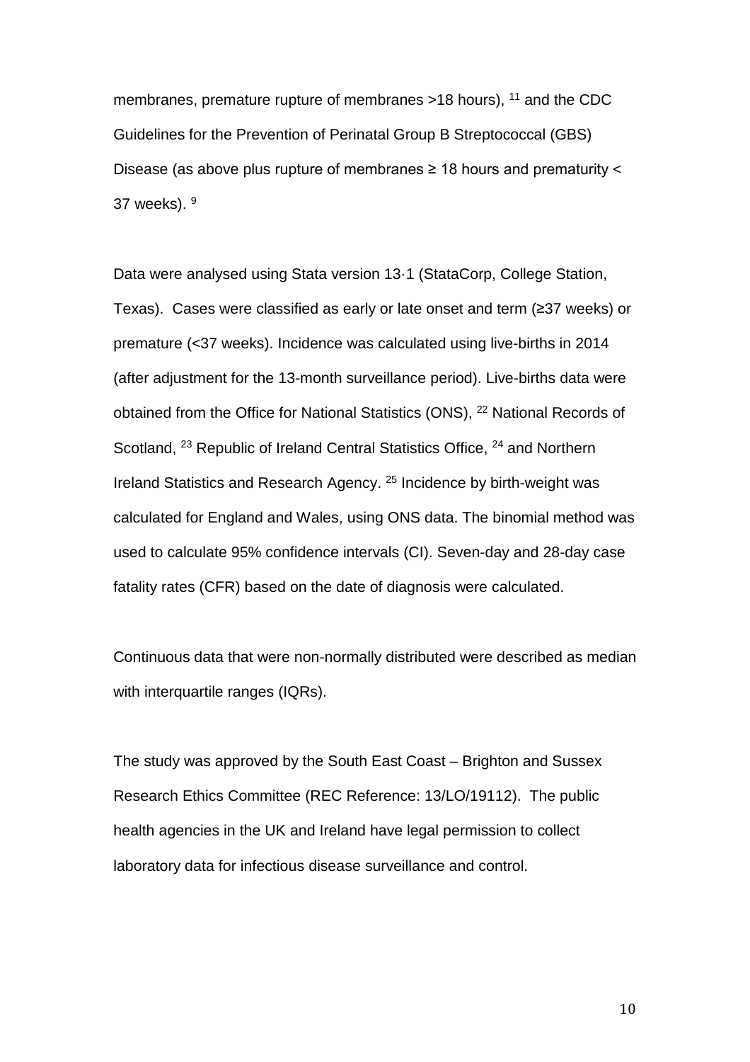membranes, premature rupture of membranes >18 hours), [11] and the CDC Guidelines for the Prevention of Perinatal Group B Streptococcal (GBS) Disease (as above plus rupture of membranes ≥ 18 hours and prematurity < 37 weeks). [9]

Data were analysed using Stata version 13·1 (StataCorp, College Station, Texas). Cases were classified as early or late onset and term (≥37 weeks) or premature (<37 weeks). Incidence was calculated using live-births in 2014 (after adjustment for the 13-month surveillance period). Live-births data were obtained from the Office for National Statistics (ONS), [22] National Records of Scotland, [23] Republic of Ireland Central Statistics Office, [24] and Northern Ireland Statistics and Research Agency. [25] Incidence by birth-weight was calculated for England and Wales, using ONS data. The binomial method was used to calculate 95% confidence intervals (CI). Seven-day and 28-day case fatality rates (CFR) based on the date of diagnosis were calculated.

Continuous data that were non-normally distributed were described as median with interquartile ranges (IQRs).

The study was approved by the South East Coast – Brighton and Sussex Research Ethics Committee (REC Reference: 13/LO/19112). The public health agencies in the UK and Ireland have legal permission to collect laboratory data for infectious disease surveillance and control.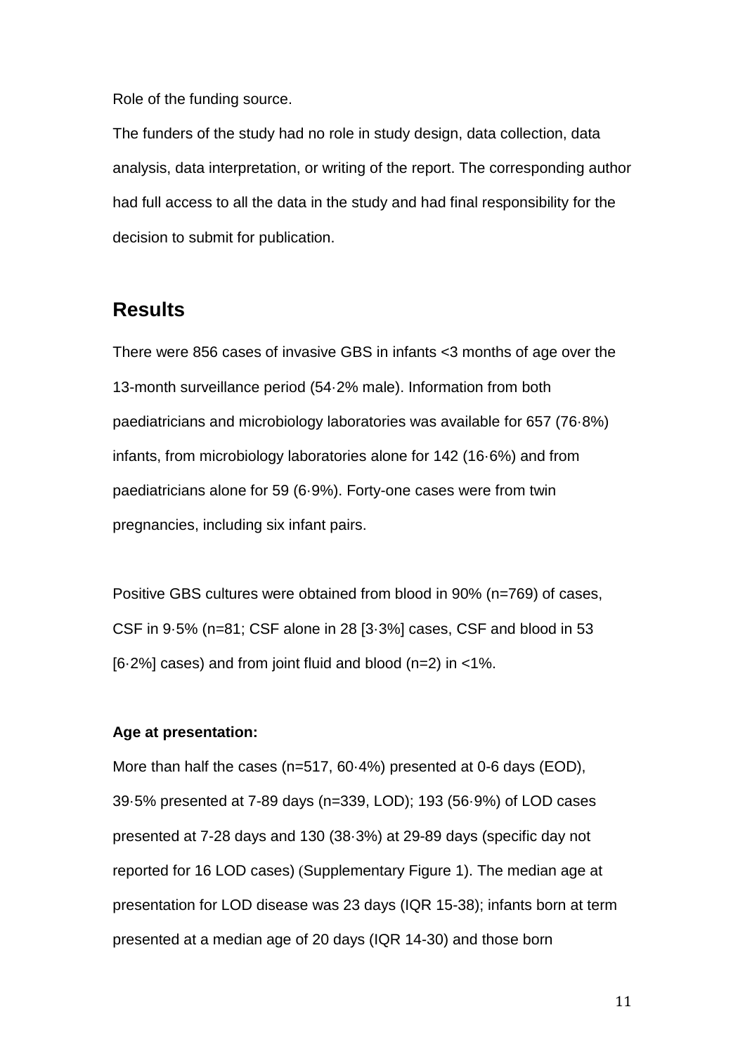Role of the funding source.

The funders of the study had no role in study design, data collection, data analysis, data interpretation, or writing of the report. The corresponding author had full access to all the data in the study and had final responsibility for the decision to submit for publication.

## Results

There were 856 cases of invasive GBS in infants <3 months of age over the 13-month surveillance period (54·2% male). Information from both paediatricians and microbiology laboratories was available for 657 (76·8%) infants, from microbiology laboratories alone for 142 (16·6%) and from paediatricians alone for 59 (6·9%). Forty-one cases were from twin pregnancies, including six infant pairs.

Positive GBS cultures were obtained from blood in 90% (n=769) of cases, CSF in 9·5% (n=81; CSF alone in 28 [3·3%] cases, CSF and blood in 53 [6·2%] cases) and from joint fluid and blood (n=2) in <1%.

**Age at presentation:**

More than half the cases (n=517, 60·4%) presented at 0-6 days (EOD), 39·5% presented at 7-89 days (n=339, LOD); 193 (56·9%) of LOD cases presented at 7-28 days and 130 (38·3%) at 29-89 days (specific day not reported for 16 LOD cases) (Supplementary Figure 1). The median age at presentation for LOD disease was 23 days (IQR 15-38); infants born at term presented at a median age of 20 days (IQR 14-30) and those born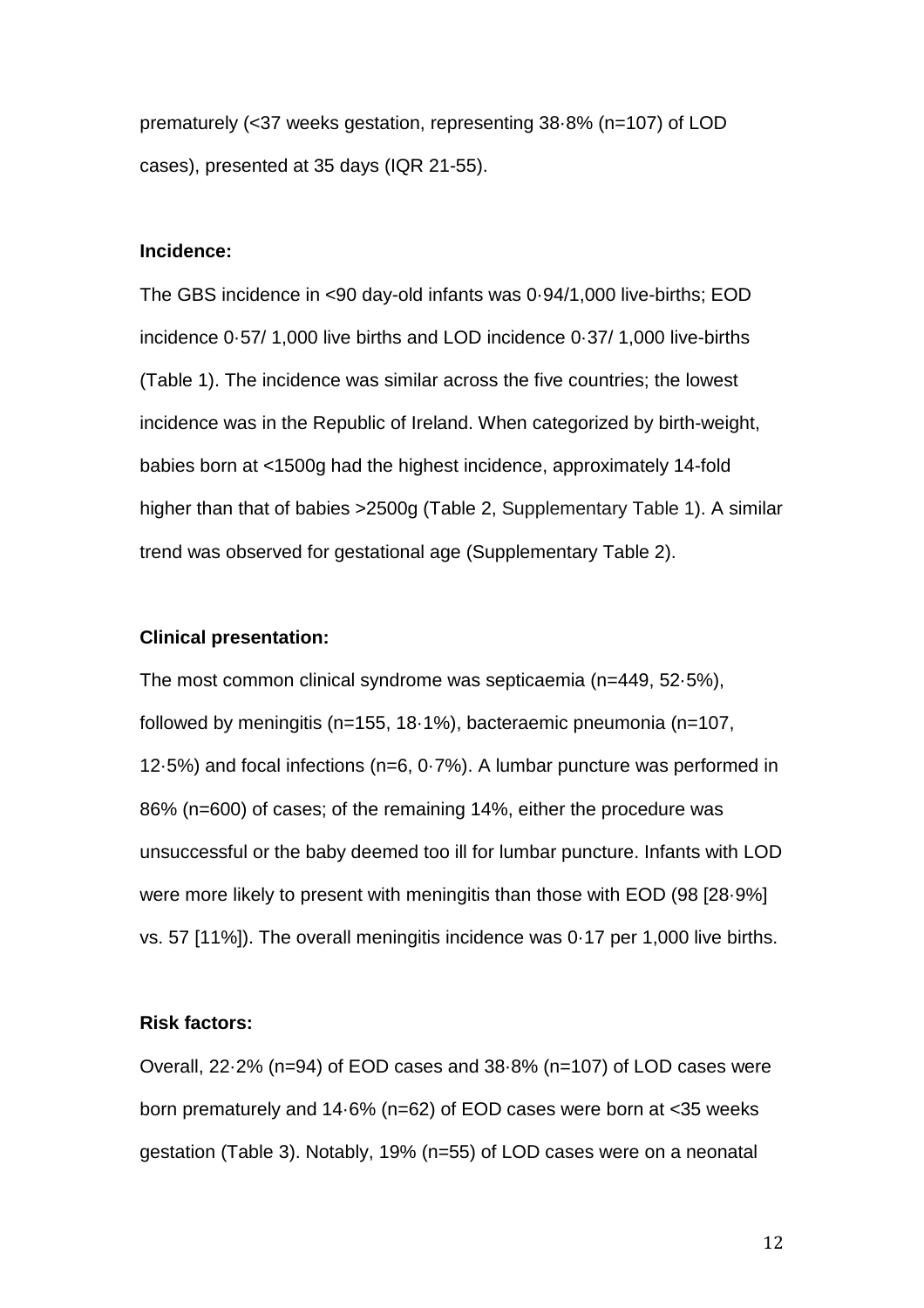prematurely (<37 weeks gestation, representing 38·8% (n=107) of LOD cases), presented at 35 days (IQR 21-55).

**Incidence:**

The GBS incidence in <90 day-old infants was 0·94/1,000 live-births; EOD incidence 0·57/ 1,000 live births and LOD incidence 0·37/ 1,000 live-births (Table 1). The incidence was similar across the five countries; the lowest incidence was in the Republic of Ireland. When categorized by birth-weight, babies born at <1500g had the highest incidence, approximately 14-fold higher than that of babies >2500g (Table 2, Supplementary Table 1). A similar trend was observed for gestational age (Supplementary Table 2).

**Clinical presentation:**

The most common clinical syndrome was septicaemia (n=449, 52·5%), followed by meningitis (n=155, 18·1%), bacteraemic pneumonia (n=107, 12·5%) and focal infections (n=6, 0·7%). A lumbar puncture was performed in 86% (n=600) of cases; of the remaining 14%, either the procedure was unsuccessful or the baby deemed too ill for lumbar puncture. Infants with LOD were more likely to present with meningitis than those with EOD (98 [28·9%] vs. 57 [11%]). The overall meningitis incidence was 0·17 per 1,000 live births.

**Risk factors:**

Overall, 22·2% (n=94) of EOD cases and 38·8% (n=107) of LOD cases were born prematurely and 14·6% (n=62) of EOD cases were born at <35 weeks gestation (Table 3). Notably, 19% (n=55) of LOD cases were on a neonatal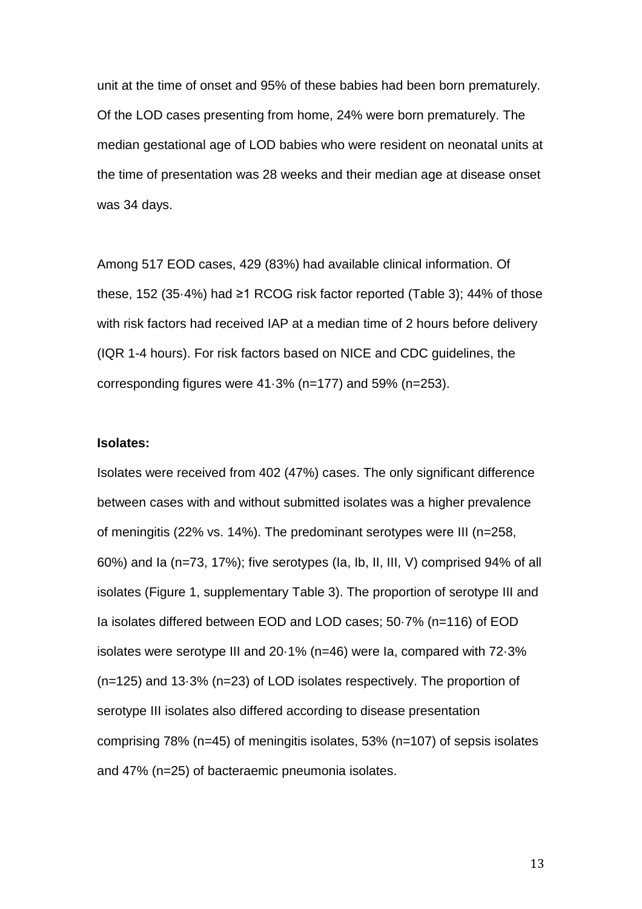unit at the time of onset and 95% of these babies had been born prematurely. Of the LOD cases presenting from home, 24% were born prematurely. The median gestational age of LOD babies who were resident on neonatal units at the time of presentation was 28 weeks and their median age at disease onset was 34 days.

Among 517 EOD cases, 429 (83%) had available clinical information. Of these, 152 (35·4%) had ≥1 RCOG risk factor reported (Table 3); 44% of those with risk factors had received IAP at a median time of 2 hours before delivery (IQR 1-4 hours). For risk factors based on NICE and CDC guidelines, the corresponding figures were 41·3% (n=177) and 59% (n=253).

**Isolates:**

Isolates were received from 402 (47%) cases. The only significant difference between cases with and without submitted isolates was a higher prevalence of meningitis (22% vs. 14%). The predominant serotypes were III (n=258, 60%) and Ia (n=73, 17%); five serotypes (Ia, Ib, II, III, V) comprised 94% of all isolates (Figure 1, supplementary Table 3). The proportion of serotype III and Ia isolates differed between EOD and LOD cases; 50·7% (n=116) of EOD isolates were serotype III and 20·1% (n=46) were Ia, compared with 72·3% (n=125) and 13·3% (n=23) of LOD isolates respectively. The proportion of serotype III isolates also differed according to disease presentation comprising 78% (n=45) of meningitis isolates, 53% (n=107) of sepsis isolates and 47% (n=25) of bacteraemic pneumonia isolates.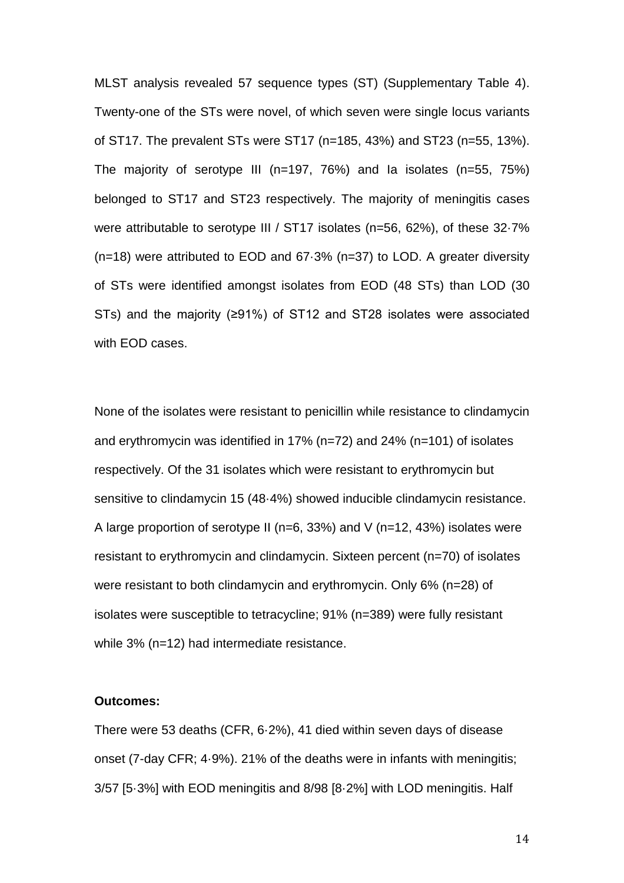MLST analysis revealed 57 sequence types (ST) (Supplementary Table 4). Twenty-one of the STs were novel, of which seven were single locus variants of ST17. The prevalent STs were ST17 (n=185, 43%) and ST23 (n=55, 13%). The majority of serotype III (n=197, 76%) and Ia isolates (n=55, 75%) belonged to ST17 and ST23 respectively. The majority of meningitis cases were attributable to serotype III / ST17 isolates (n=56, 62%), of these 32·7% (n=18) were attributed to EOD and 67·3% (n=37) to LOD. A greater diversity of STs were identified amongst isolates from EOD (48 STs) than LOD (30 STs) and the majority (≥91%) of ST12 and ST28 isolates were associated with EOD cases.

None of the isolates were resistant to penicillin while resistance to clindamycin and erythromycin was identified in 17% (n=72) and 24% (n=101) of isolates respectively. Of the 31 isolates which were resistant to erythromycin but sensitive to clindamycin 15 (48·4%) showed inducible clindamycin resistance. A large proportion of serotype II (n=6, 33%) and V (n=12, 43%) isolates were resistant to erythromycin and clindamycin. Sixteen percent (n=70) of isolates were resistant to both clindamycin and erythromycin. Only 6% (n=28) of isolates were susceptible to tetracycline; 91% (n=389) were fully resistant while 3% (n=12) had intermediate resistance.

**Outcomes:**

There were 53 deaths (CFR, 6·2%), 41 died within seven days of disease onset (7-day CFR; 4·9%). 21% of the deaths were in infants with meningitis; 3/57 [5·3%] with EOD meningitis and 8/98 [8·2%] with LOD meningitis. Half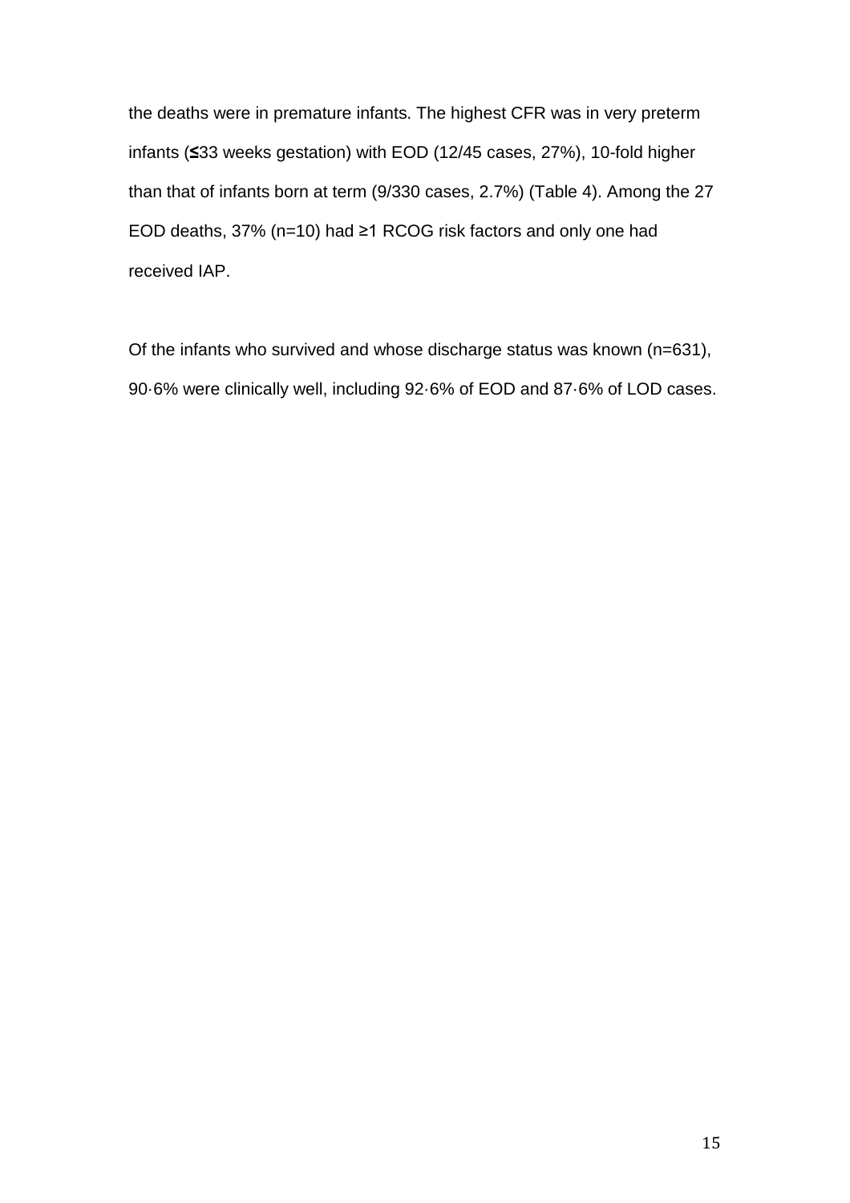the deaths were in premature infants. The highest CFR was in very preterm infants (≤33 weeks gestation) with EOD (12/45 cases, 27%), 10-fold higher than that of infants born at term (9/330 cases, 2.7%) (Table 4). Among the 27 EOD deaths, 37% (n=10) had ≥1 RCOG risk factors and only one had received IAP.

Of the infants who survived and whose discharge status was known (n=631), 90·6% were clinically well, including 92·6% of EOD and 87·6% of LOD cases.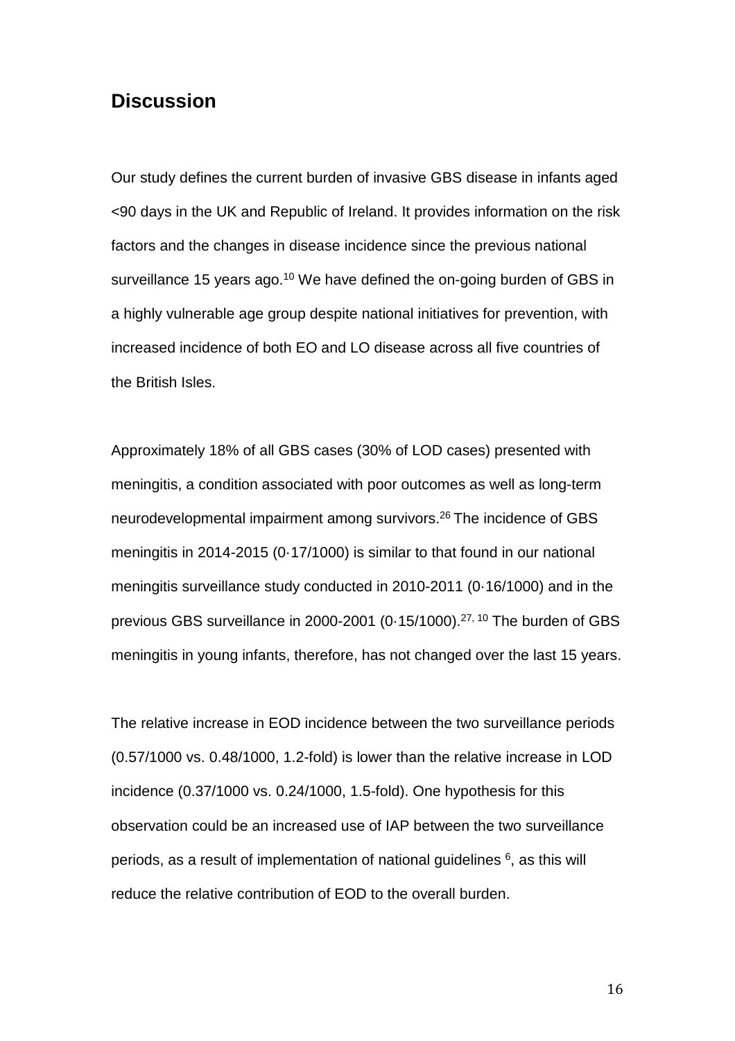## Discussion

Our study defines the current burden of invasive GBS disease in infants aged <90 days in the UK and Republic of Ireland. It provides information on the risk factors and the changes in disease incidence since the previous national surveillance 15 years ago.[10] We have defined the on-going burden of GBS in a highly vulnerable age group despite national initiatives for prevention, with increased incidence of both EO and LO disease across all five countries of the British Isles.

Approximately 18% of all GBS cases (30% of LOD cases) presented with meningitis, a condition associated with poor outcomes as well as long-term neurodevelopmental impairment among survivors.[26] The incidence of GBS meningitis in 2014-2015 (0·17/1000) is similar to that found in our national meningitis surveillance study conducted in 2010-2011 (0·16/1000) and in the previous GBS surveillance in 2000-2001 (0·15/1000).[27, 10] The burden of GBS meningitis in young infants, therefore, has not changed over the last 15 years.

The relative increase in EOD incidence between the two surveillance periods (0.57/1000 vs. 0.48/1000, 1.2-fold) is lower than the relative increase in LOD incidence (0.37/1000 vs. 0.24/1000, 1.5-fold). One hypothesis for this observation could be an increased use of IAP between the two surveillance periods, as a result of implementation of national guidelines [6], as this will reduce the relative contribution of EOD to the overall burden.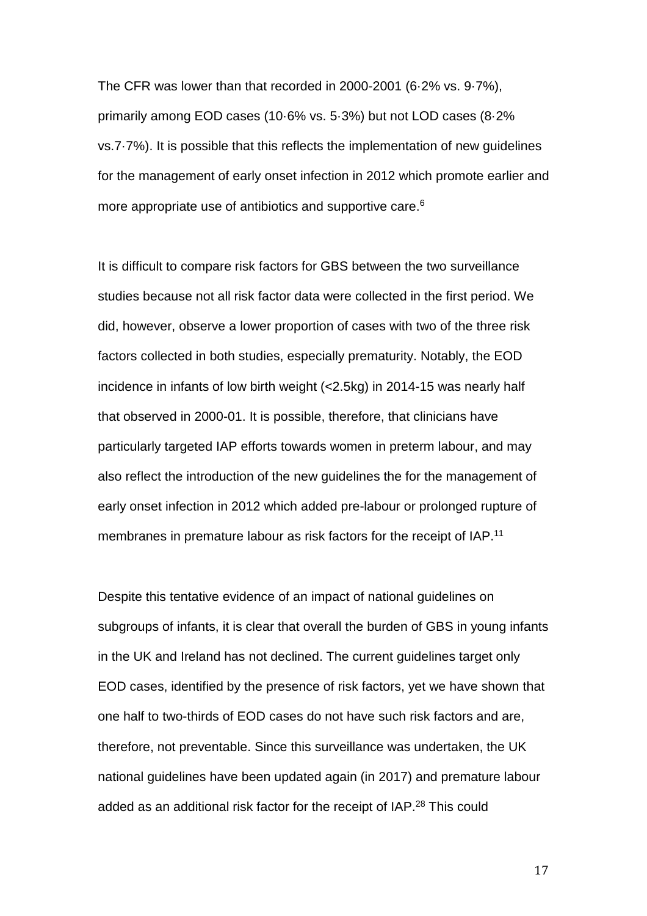The CFR was lower than that recorded in 2000-2001 (6·2% vs. 9·7%), primarily among EOD cases (10·6% vs. 5·3%) but not LOD cases (8·2% vs.7·7%). It is possible that this reflects the implementation of new guidelines for the management of early onset infection in 2012 which promote earlier and more appropriate use of antibiotics and supportive care.[6]

It is difficult to compare risk factors for GBS between the two surveillance studies because not all risk factor data were collected in the first period. We did, however, observe a lower proportion of cases with two of the three risk factors collected in both studies, especially prematurity. Notably, the EOD incidence in infants of low birth weight (<2.5kg) in 2014-15 was nearly half that observed in 2000-01. It is possible, therefore, that clinicians have particularly targeted IAP efforts towards women in preterm labour, and may also reflect the introduction of the new guidelines the for the management of early onset infection in 2012 which added pre-labour or prolonged rupture of membranes in premature labour as risk factors for the receipt of IAP.[11]

Despite this tentative evidence of an impact of national guidelines on subgroups of infants, it is clear that overall the burden of GBS in young infants in the UK and Ireland has not declined. The current guidelines target only EOD cases, identified by the presence of risk factors, yet we have shown that one half to two-thirds of EOD cases do not have such risk factors and are, therefore, not preventable. Since this surveillance was undertaken, the UK national guidelines have been updated again (in 2017) and premature labour added as an additional risk factor for the receipt of IAP.[28] This could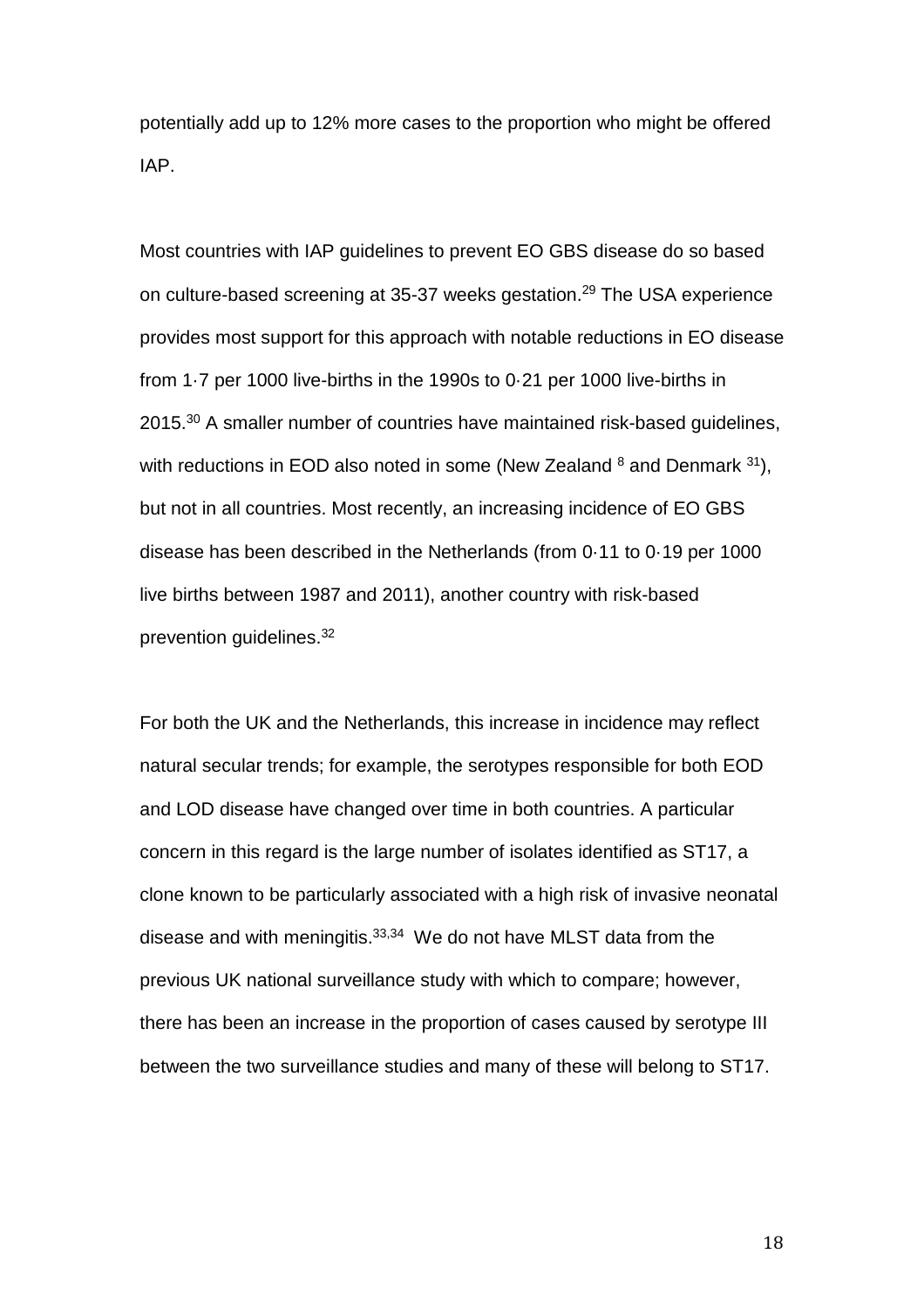potentially add up to 12% more cases to the proportion who might be offered IAP.

Most countries with IAP guidelines to prevent EO GBS disease do so based on culture-based screening at 35-37 weeks gestation.[29] The USA experience provides most support for this approach with notable reductions in EO disease from 1·7 per 1000 live-births in the 1990s to 0·21 per 1000 live-births in 2015.[30] A smaller number of countries have maintained risk-based guidelines, with reductions in EOD also noted in some (New Zealand [8] and Denmark [31]), but not in all countries. Most recently, an increasing incidence of EO GBS disease has been described in the Netherlands (from 0·11 to 0·19 per 1000 live births between 1987 and 2011), another country with risk-based prevention guidelines.[32]

For both the UK and the Netherlands, this increase in incidence may reflect natural secular trends; for example, the serotypes responsible for both EOD and LOD disease have changed over time in both countries. A particular concern in this regard is the large number of isolates identified as ST17, a clone known to be particularly associated with a high risk of invasive neonatal disease and with meningitis.[33,34] We do not have MLST data from the previous UK national surveillance study with which to compare; however, there has been an increase in the proportion of cases caused by serotype III between the two surveillance studies and many of these will belong to ST17.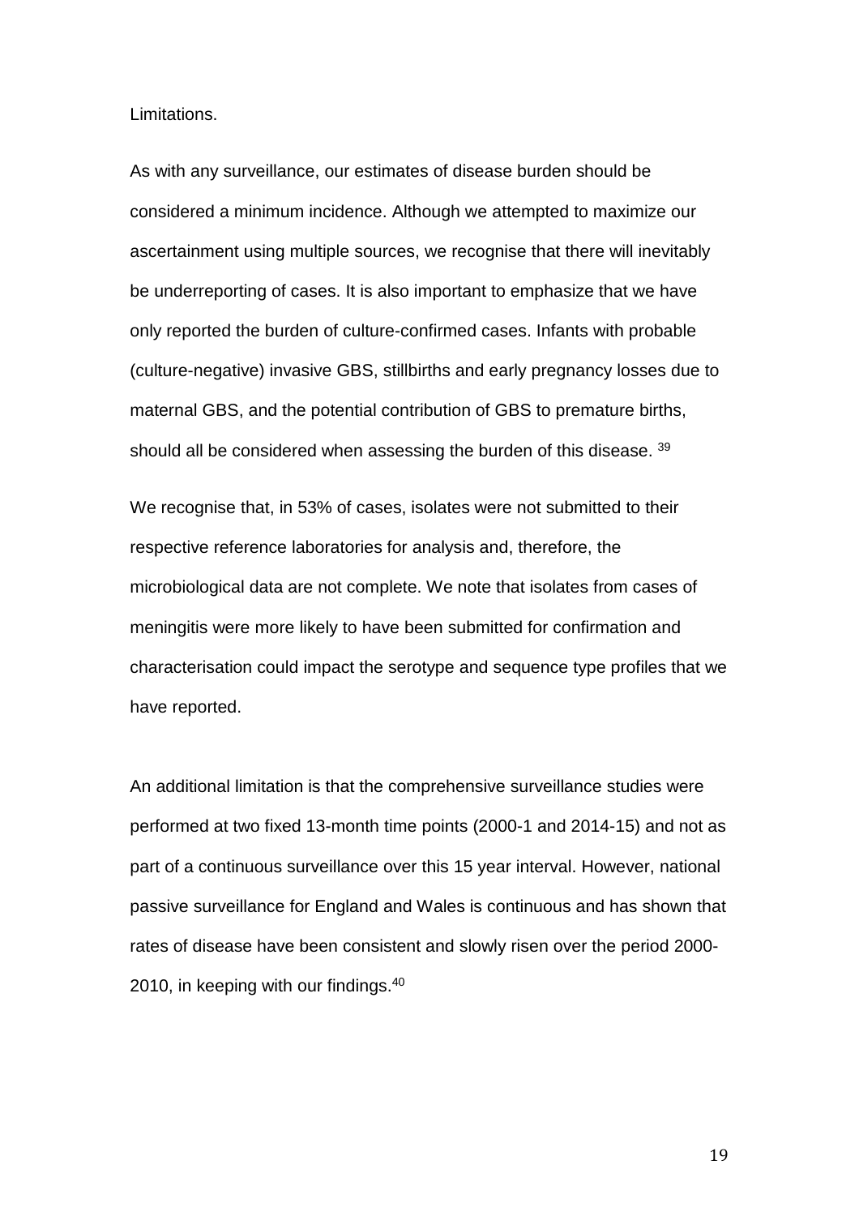Limitations.

As with any surveillance, our estimates of disease burden should be considered a minimum incidence. Although we attempted to maximize our ascertainment using multiple sources, we recognise that there will inevitably be underreporting of cases. It is also important to emphasize that we have only reported the burden of culture-confirmed cases. Infants with probable (culture-negative) invasive GBS, stillbirths and early pregnancy losses due to maternal GBS, and the potential contribution of GBS to premature births, should all be considered when assessing the burden of this disease. [39]

We recognise that, in 53% of cases, isolates were not submitted to their respective reference laboratories for analysis and, therefore, the microbiological data are not complete. We note that isolates from cases of meningitis were more likely to have been submitted for confirmation and characterisation could impact the serotype and sequence type profiles that we have reported.

An additional limitation is that the comprehensive surveillance studies were performed at two fixed 13-month time points (2000-1 and 2014-15) and not as part of a continuous surveillance over this 15 year interval. However, national passive surveillance for England and Wales is continuous and has shown that rates of disease have been consistent and slowly risen over the period 2000-2010, in keeping with our findings.[40]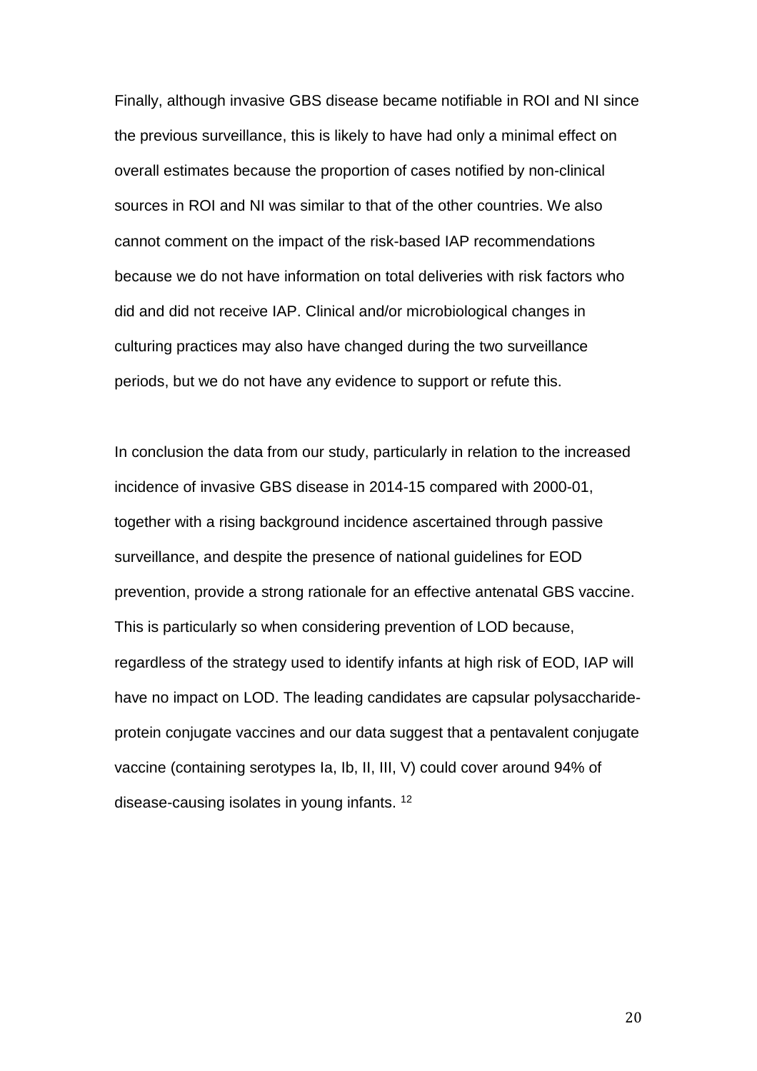Finally, although invasive GBS disease became notifiable in ROI and NI since the previous surveillance, this is likely to have had only a minimal effect on overall estimates because the proportion of cases notified by non-clinical sources in ROI and NI was similar to that of the other countries. We also cannot comment on the impact of the risk-based IAP recommendations because we do not have information on total deliveries with risk factors who did and did not receive IAP. Clinical and/or microbiological changes in culturing practices may also have changed during the two surveillance periods, but we do not have any evidence to support or refute this.

In conclusion the data from our study, particularly in relation to the increased incidence of invasive GBS disease in 2014-15 compared with 2000-01, together with a rising background incidence ascertained through passive surveillance, and despite the presence of national guidelines for EOD prevention, provide a strong rationale for an effective antenatal GBS vaccine. This is particularly so when considering prevention of LOD because, regardless of the strategy used to identify infants at high risk of EOD, IAP will have no impact on LOD. The leading candidates are capsular polysaccharide-protein conjugate vaccines and our data suggest that a pentavalent conjugate vaccine (containing serotypes Ia, Ib, II, III, V) could cover around 94% of disease-causing isolates in young infants. [12]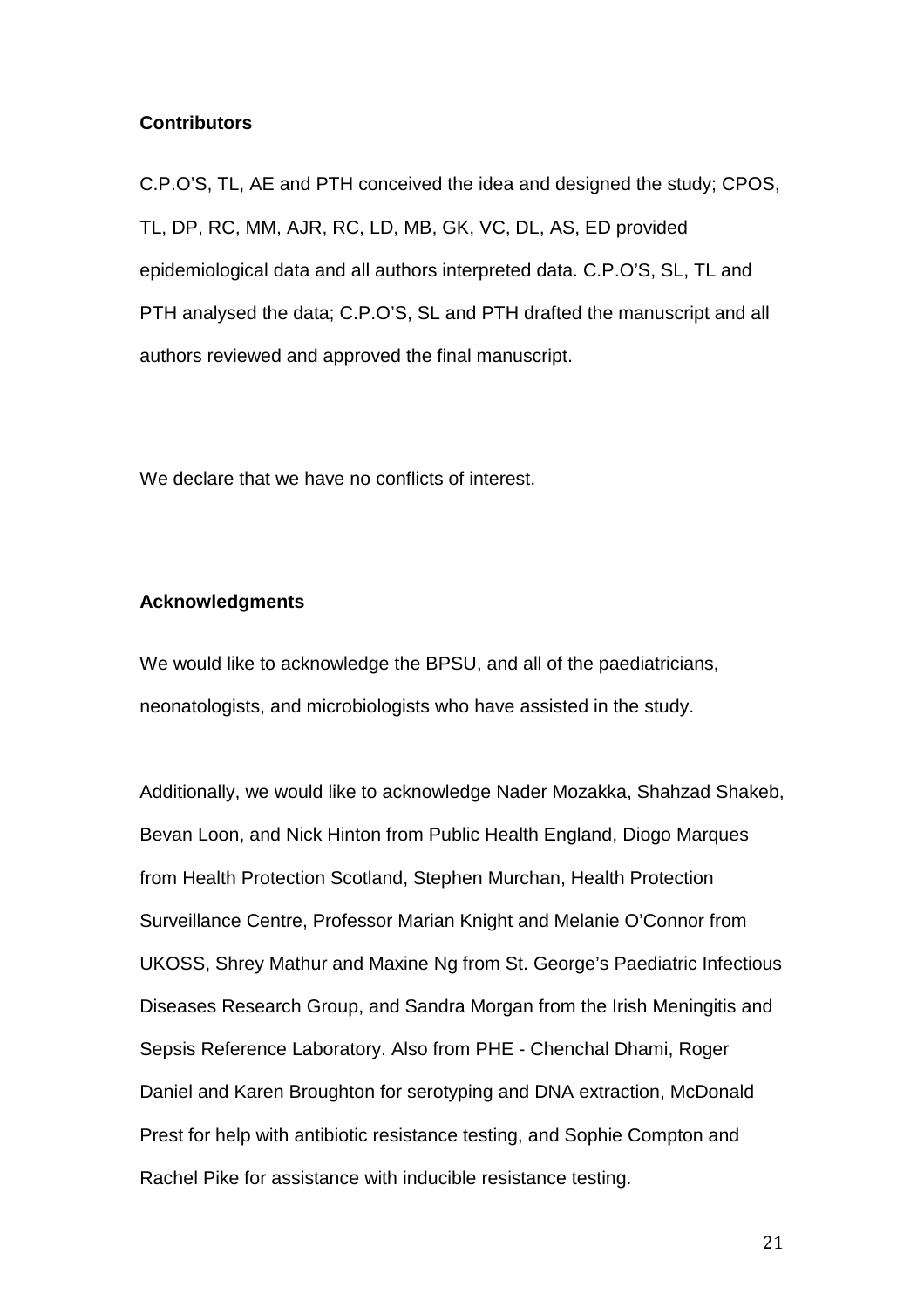**Contributors**

C.P.O'S, TL, AE and PTH conceived the idea and designed the study; CPOS, TL, DP, RC, MM, AJR, RC, LD, MB, GK, VC, DL, AS, ED provided epidemiological data and all authors interpreted data. C.P.O'S, SL, TL and PTH analysed the data; C.P.O'S, SL and PTH drafted the manuscript and all authors reviewed and approved the final manuscript.

We declare that we have no conflicts of interest.

**Acknowledgments**

We would like to acknowledge the BPSU, and all of the paediatricians, neonatologists, and microbiologists who have assisted in the study.

Additionally, we would like to acknowledge Nader Mozakka, Shahzad Shakeb, Bevan Loon, and Nick Hinton from Public Health England, Diogo Marques from Health Protection Scotland, Stephen Murchan, Health Protection Surveillance Centre, Professor Marian Knight and Melanie O'Connor from UKOSS, Shrey Mathur and Maxine Ng from St. George's Paediatric Infectious Diseases Research Group, and Sandra Morgan from the Irish Meningitis and Sepsis Reference Laboratory. Also from PHE - Chenchal Dhami, Roger Daniel and Karen Broughton for serotyping and DNA extraction, McDonald Prest for help with antibiotic resistance testing, and Sophie Compton and Rachel Pike for assistance with inducible resistance testing.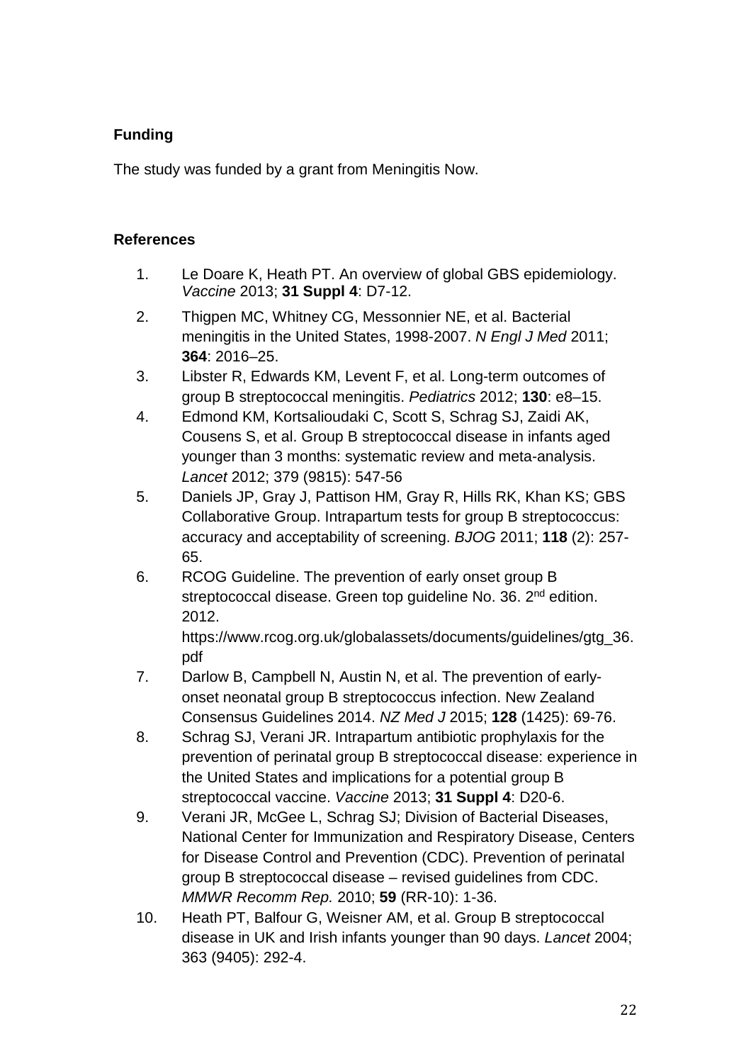## Funding

The study was funded by a grant from Meningitis Now.

## References

1. Le Doare K, Heath PT. An overview of global GBS epidemiology. *Vaccine* 2013; **31 Suppl 4**: D7-12.
2. Thigpen MC, Whitney CG, Messonnier NE, et al. Bacterial meningitis in the United States, 1998-2007. *N Engl J Med* 2011; **364**: 2016–25.
3. Libster R, Edwards KM, Levent F, et al. Long-term outcomes of group B streptococcal meningitis. *Pediatrics* 2012; **130**: e8–15.
4. Edmond KM, Kortsalioudaki C, Scott S, Schrag SJ, Zaidi AK, Cousens S, et al. Group B streptococcal disease in infants aged younger than 3 months: systematic review and meta-analysis. *Lancet* 2012; 379 (9815): 547-56
5. Daniels JP, Gray J, Pattison HM, Gray R, Hills RK, Khan KS; GBS Collaborative Group. Intrapartum tests for group B streptococcus: accuracy and acceptability of screening. *BJOG* 2011; **118** (2): 257-65.
6. RCOG Guideline. The prevention of early onset group B streptococcal disease. Green top guideline No. 36. 2nd edition. 2012. https://www.rcog.org.uk/globalassets/documents/guidelines/gtg_36.pdf
7. Darlow B, Campbell N, Austin N, et al. The prevention of early-onset neonatal group B streptococcus infection. New Zealand Consensus Guidelines 2014. *NZ Med J* 2015; **128** (1425): 69-76.
8. Schrag SJ, Verani JR. Intrapartum antibiotic prophylaxis for the prevention of perinatal group B streptococcal disease: experience in the United States and implications for a potential group B streptococcal vaccine. *Vaccine* 2013; **31 Suppl 4**: D20-6.
9. Verani JR, McGee L, Schrag SJ; Division of Bacterial Diseases, National Center for Immunization and Respiratory Disease, Centers for Disease Control and Prevention (CDC). Prevention of perinatal group B streptococcal disease – revised guidelines from CDC. *MMWR Recomm Rep.* 2010; **59** (RR-10): 1-36.
10. Heath PT, Balfour G, Weisner AM, et al. Group B streptococcal disease in UK and Irish infants younger than 90 days. *Lancet* 2004; 363 (9405): 292-4.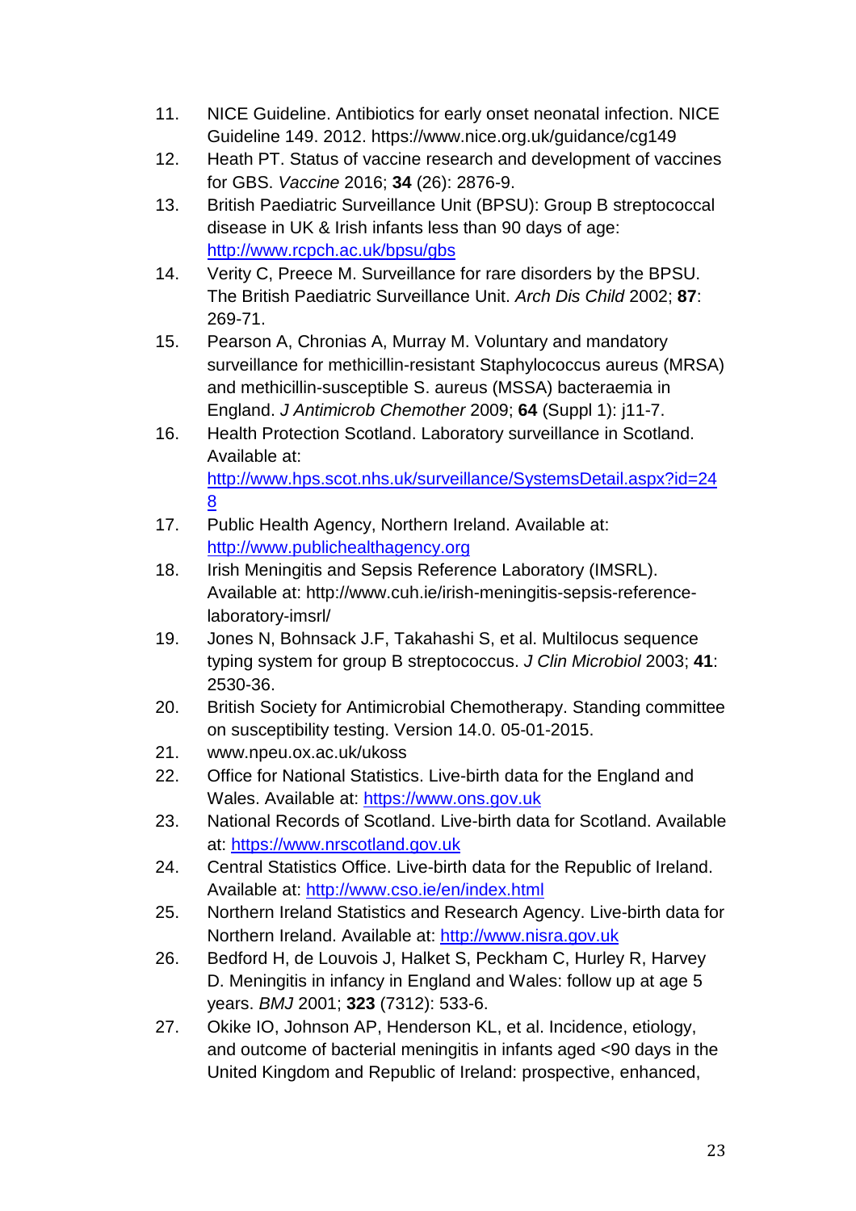11. NICE Guideline. Antibiotics for early onset neonatal infection. NICE Guideline 149. 2012. https://www.nice.org.uk/guidance/cg149
12. Heath PT. Status of vaccine research and development of vaccines for GBS. *Vaccine* 2016; **34** (26): 2876-9.
13. British Paediatric Surveillance Unit (BPSU): Group B streptococcal disease in UK & Irish infants less than 90 days of age: http://www.rcpch.ac.uk/bpsu/gbs
14. Verity C, Preece M. Surveillance for rare disorders by the BPSU. The British Paediatric Surveillance Unit. *Arch Dis Child* 2002; **87**: 269-71.
15. Pearson A, Chronias A, Murray M. Voluntary and mandatory surveillance for methicillin-resistant Staphylococcus aureus (MRSA) and methicillin-susceptible S. aureus (MSSA) bacteraemia in England. *J Antimicrob Chemother* 2009; **64** (Suppl 1): j11-7.
16. Health Protection Scotland. Laboratory surveillance in Scotland. Available at: http://www.hps.scot.nhs.uk/surveillance/SystemsDetail.aspx?id=248
17. Public Health Agency, Northern Ireland. Available at: http://www.publichealthagency.org
18. Irish Meningitis and Sepsis Reference Laboratory (IMSRL). Available at: http://www.cuh.ie/irish-meningitis-sepsis-reference-laboratory-imsrl/
19. Jones N, Bohnsack J.F, Takahashi S, et al. Multilocus sequence typing system for group B streptococcus. *J Clin Microbiol* 2003; **41**: 2530-36.
20. British Society for Antimicrobial Chemotherapy. Standing committee on susceptibility testing. Version 14.0. 05-01-2015.
21. www.npeu.ox.ac.uk/ukoss
22. Office for National Statistics. Live-birth data for the England and Wales. Available at: https://www.ons.gov.uk
23. National Records of Scotland. Live-birth data for Scotland. Available at: https://www.nrscotland.gov.uk
24. Central Statistics Office. Live-birth data for the Republic of Ireland. Available at: http://www.cso.ie/en/index.html
25. Northern Ireland Statistics and Research Agency. Live-birth data for Northern Ireland. Available at: http://www.nisra.gov.uk
26. Bedford H, de Louvois J, Halket S, Peckham C, Hurley R, Harvey D. Meningitis in infancy in England and Wales: follow up at age 5 years. *BMJ* 2001; **323** (7312): 533-6.
27. Okike IO, Johnson AP, Henderson KL, et al. Incidence, etiology, and outcome of bacterial meningitis in infants aged <90 days in the United Kingdom and Republic of Ireland: prospective, enhanced,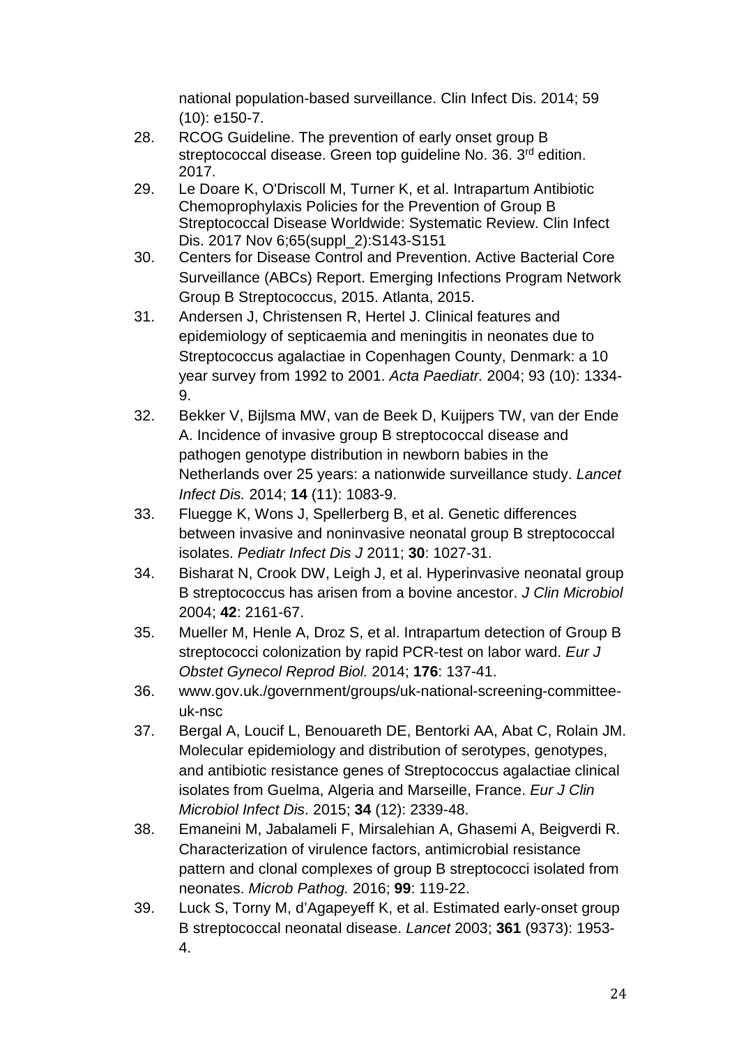national population-based surveillance. Clin Infect Dis. 2014; 59 (10): e150-7.

28. RCOG Guideline. The prevention of early onset group B streptococcal disease. Green top guideline No. 36. 3rd edition. 2017.
29. Le Doare K, O'Driscoll M, Turner K, et al. Intrapartum Antibiotic Chemoprophylaxis Policies for the Prevention of Group B Streptococcal Disease Worldwide: Systematic Review. Clin Infect Dis. 2017 Nov 6;65(suppl_2):S143-S151
30. Centers for Disease Control and Prevention. Active Bacterial Core Surveillance (ABCs) Report. Emerging Infections Program Network Group B Streptococcus, 2015. Atlanta, 2015.
31. Andersen J, Christensen R, Hertel J. Clinical features and epidemiology of septicaemia and meningitis in neonates due to Streptococcus agalactiae in Copenhagen County, Denmark: a 10 year survey from 1992 to 2001. *Acta Paediatr.* 2004; 93 (10): 1334-9.
32. Bekker V, Bijlsma MW, van de Beek D, Kuijpers TW, van der Ende A. Incidence of invasive group B streptococcal disease and pathogen genotype distribution in newborn babies in the Netherlands over 25 years: a nationwide surveillance study. *Lancet Infect Dis.* 2014; **14** (11): 1083-9.
33. Fluegge K, Wons J, Spellerberg B, et al. Genetic differences between invasive and noninvasive neonatal group B streptococcal isolates. *Pediatr Infect Dis J* 2011; **30**: 1027-31.
34. Bisharat N, Crook DW, Leigh J, et al. Hyperinvasive neonatal group B streptococcus has arisen from a bovine ancestor. *J Clin Microbiol* 2004; **42**: 2161-67.
35. Mueller M, Henle A, Droz S, et al. Intrapartum detection of Group B streptococci colonization by rapid PCR-test on labor ward. *Eur J Obstet Gynecol Reprod Biol.* 2014; **176**: 137-41.
36. www.gov.uk./government/groups/uk-national-screening-committee-uk-nsc
37. Bergal A, Loucif L, Benouareth DE, Bentorki AA, Abat C, Rolain JM. Molecular epidemiology and distribution of serotypes, genotypes, and antibiotic resistance genes of Streptococcus agalactiae clinical isolates from Guelma, Algeria and Marseille, France. *Eur J Clin Microbiol Infect Dis*. 2015; **34** (12): 2339-48.
38. Emaneini M, Jabalameli F, Mirsalehian A, Ghasemi A, Beigverdi R. Characterization of virulence factors, antimicrobial resistance pattern and clonal complexes of group B streptococci isolated from neonates. *Microb Pathog.* 2016; **99**: 119-22.
39. Luck S, Torny M, d'Agapeyeff K, et al. Estimated early-onset group B streptococcal neonatal disease. *Lancet* 2003; **361** (9373): 1953-4.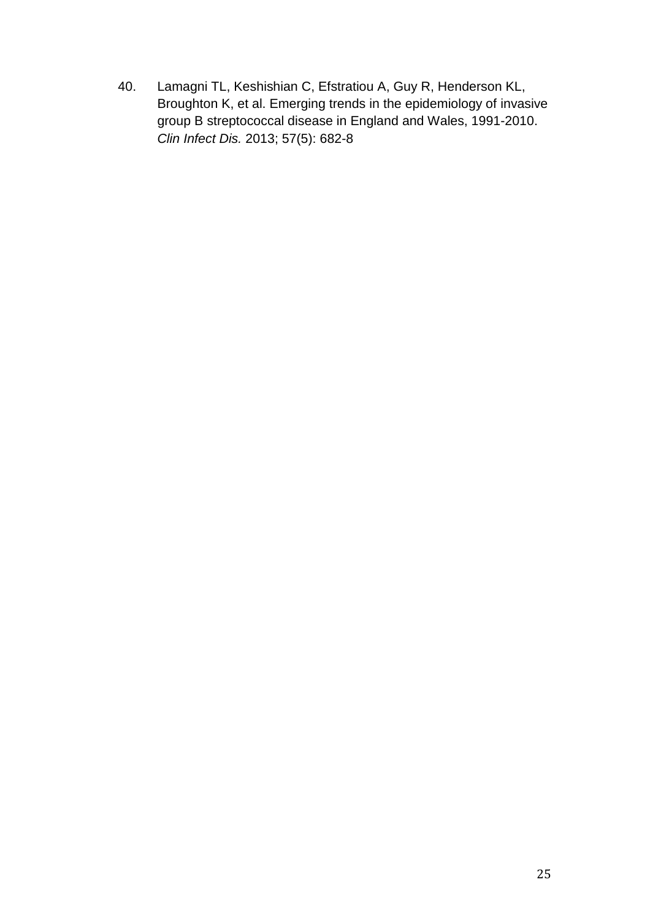40. Lamagni TL, Keshishian C, Efstratiou A, Guy R, Henderson KL, Broughton K, et al. Emerging trends in the epidemiology of invasive group B streptococcal disease in England and Wales, 1991-2010. *Clin Infect Dis.* 2013; 57(5): 682-8